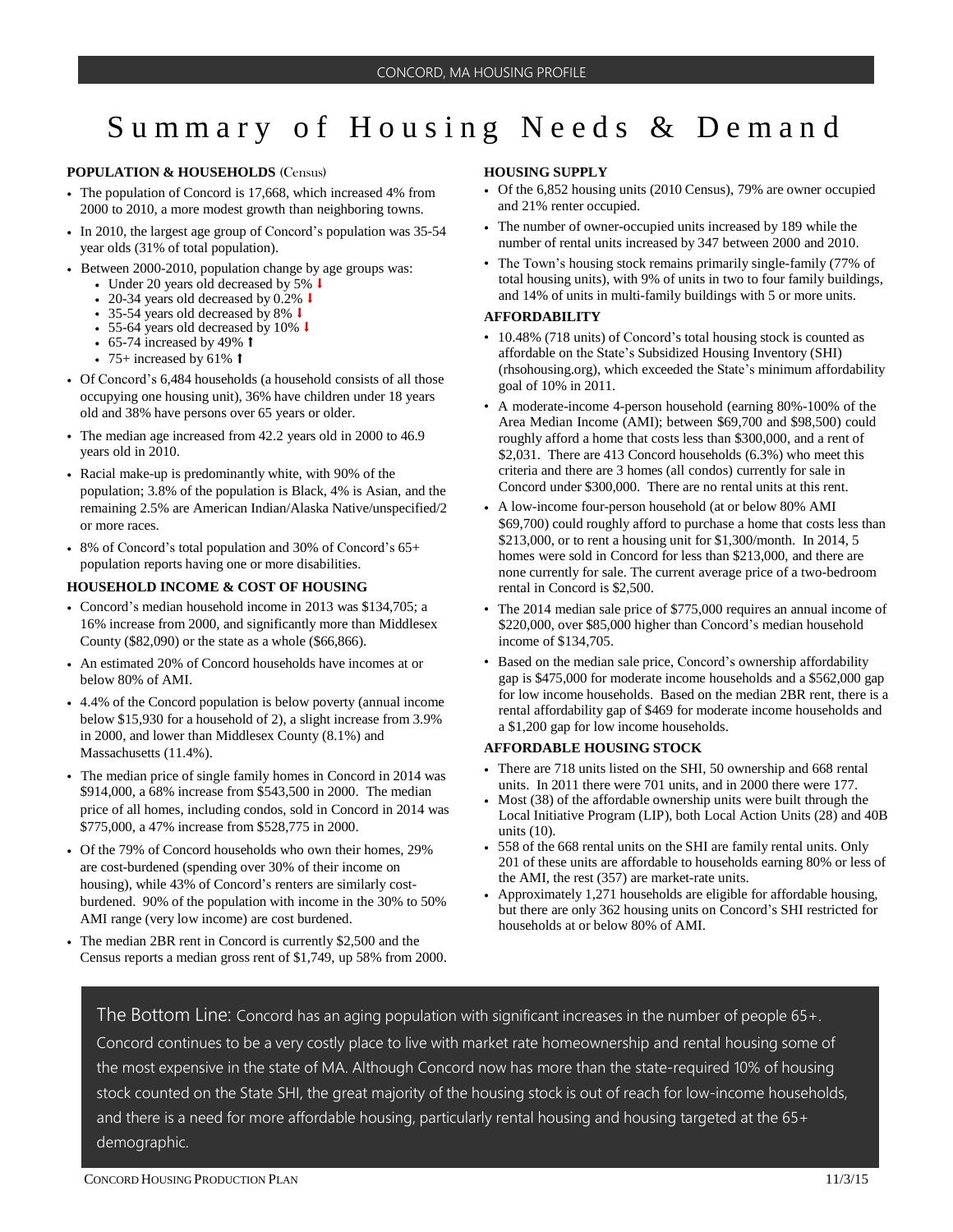# Summary of Housing Needs & Demand

## POPULATION & HOUSEHOLDS (Census)

- The population of Concord is 17,668, which increased 4% from 2000 to 2010, a more modest growth than neighboring towns.
- In 2010, the largest age group of Concord's population was 35-54 year olds (31% of total population).
- Between 2000-2010, population change by age groups was:
  - Under 20 years old decreased by 5% ⬇
  - 20-34 years old decreased by 0.2% ⬇
  - 35-54 years old decreased by 8% ⬇
  - 55-64 years old decreased by 10% ⬇
  - 65-74 increased by 49% ⬆
  - 75+ increased by 61% ⬆
- Of Concord's 6,484 households (a household consists of all those occupying one housing unit), 36% have children under 18 years old and 38% have persons over 65 years or older.
- The median age increased from 42.2 years old in 2000 to 46.9 years old in 2010.
- Racial make-up is predominantly white, with 90% of the population; 3.8% of the population is Black, 4% is Asian, and the remaining 2.5% are American Indian/Alaska Native/unspecified/2 or more races.
- 8% of Concord's total population and 30% of Concord's 65+ population reports having one or more disabilities.

## HOUSEHOLD INCOME & COST OF HOUSING

- Concord's median household income in 2013 was $134,705; a 16% increase from 2000, and significantly more than Middlesex County ($82,090) or the state as a whole ($66,866).
- An estimated 20% of Concord households have incomes at or below 80% of AMI.
- 4.4% of the Concord population is below poverty (annual income below $15,930 for a household of 2), a slight increase from 3.9% in 2000, and lower than Middlesex County (8.1%) and Massachusetts (11.4%).
- The median price of single family homes in Concord in 2014 was $914,000, a 68% increase from $543,500 in 2000. The median price of all homes, including condos, sold in Concord in 2014 was $775,000, a 47% increase from $528,775 in 2000.
- Of the 79% of Concord households who own their homes, 29% are cost-burdened (spending over 30% of their income on housing), while 43% of Concord's renters are similarly cost-burdened. 90% of the population with income in the 30% to 50% AMI range (very low income) are cost burdened.
- The median 2BR rent in Concord is currently $2,500 and the Census reports a median gross rent of $1,749, up 58% from 2000.

## HOUSING SUPPLY

- Of the 6,852 housing units (2010 Census), 79% are owner occupied and 21% renter occupied.
- The number of owner-occupied units increased by 189 while the number of rental units increased by 347 between 2000 and 2010.
- The Town's housing stock remains primarily single-family (77% of total housing units), with 9% of units in two to four family buildings, and 14% of units in multi-family buildings with 5 or more units.

## AFFORDABILITY

- 10.48% (718 units) of Concord's total housing stock is counted as affordable on the State's Subsidized Housing Inventory (SHI) (rhsohousing.org), which exceeded the State's minimum affordability goal of 10% in 2011.
- A moderate-income 4-person household (earning 80%-100% of the Area Median Income (AMI); between $69,700 and $98,500) could roughly afford a home that costs less than $300,000, and a rent of $2,031. There are 413 Concord households (6.3%) who meet this criteria and there are 3 homes (all condos) currently for sale in Concord under $300,000. There are no rental units at this rent.
- A low-income four-person household (at or below 80% AMI $69,700) could roughly afford to purchase a home that costs less than $213,000, or to rent a housing unit for $1,300/month. In 2014, 5 homes were sold in Concord for less than $213,000, and there are none currently for sale. The current average price of a two-bedroom rental in Concord is $2,500.
- The 2014 median sale price of $775,000 requires an annual income of $220,000, over $85,000 higher than Concord's median household income of $134,705.
- Based on the median sale price, Concord's ownership affordability gap is $475,000 for moderate income households and a $562,000 gap for low income households. Based on the median 2BR rent, there is a rental affordability gap of $469 for moderate income households and a $1,200 gap for low income households.

## AFFORDABLE HOUSING STOCK

- There are 718 units listed on the SHI, 50 ownership and 668 rental units. In 2011 there were 701 units, and in 2000 there were 177.
- Most (38) of the affordable ownership units were built through the Local Initiative Program (LIP), both Local Action Units (28) and 40B units (10).
- 558 of the 668 rental units on the SHI are family rental units. Only 201 of these units are affordable to households earning 80% or less of the AMI, the rest (357) are market-rate units.
- Approximately 1,271 households are eligible for affordable housing, but there are only 362 housing units on Concord's SHI restricted for households at or below 80% of AMI.

**The Bottom Line:** Concord has an aging population with significant increases in the number of people 65+. Concord continues to be a very costly place to live with market rate homeownership and rental housing some of the most expensive in the state of MA. Although Concord now has more than the state-required 10% of housing stock counted on the State SHI, the great majority of the housing stock is out of reach for low-income households, and there is a need for more affordable housing, particularly rental housing and housing targeted at the 65+ demographic.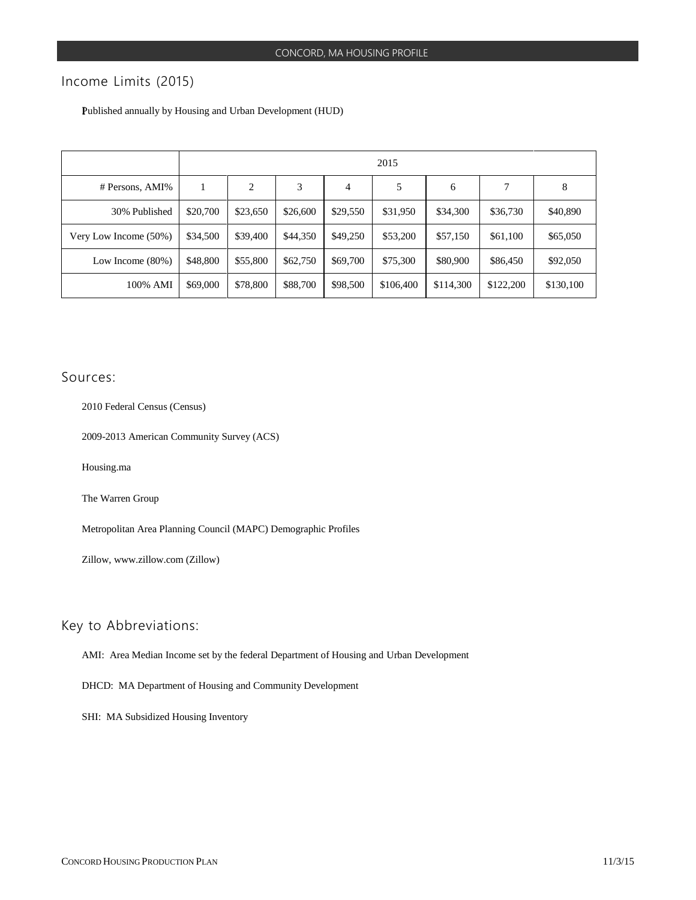## Income Limits (2015)

Published annually by Housing and Urban Development (HUD)

| | 2015 | | | | | | | |
|---|---|---|---|---|---|---|---|---|
| # Persons, AMI% | 1 | 2 | 3 | 4 | 5 | 6 | 7 | 8 |
| 30% Published | $20,700 | $23,650 | $26,600 | $29,550 | $31,950 | $34,300 | $36,730 | $40,890 |
| Very Low Income (50%) | $34,500 | $39,400 | $44,350 | $49,250 | $53,200 | $57,150 | $61,100 | $65,050 |
| Low Income (80%) | $48,800 | $55,800 | $62,750 | $69,700 | $75,300 | $80,900 | $86,450 | $92,050 |
| 100% AMI | $69,000 | $78,800 | $88,700 | $98,500 | $106,400 | $114,300 | $122,200 | $130,100 |

## Sources:

2010 Federal Census (Census)

2009-2013 American Community Survey (ACS)

Housing.ma

The Warren Group

Metropolitan Area Planning Council (MAPC) Demographic Profiles

Zillow, www.zillow.com (Zillow)

## Key to Abbreviations:

AMI: Area Median Income set by the federal Department of Housing and Urban Development

DHCD: MA Department of Housing and Community Development

SHI: MA Subsidized Housing Inventory